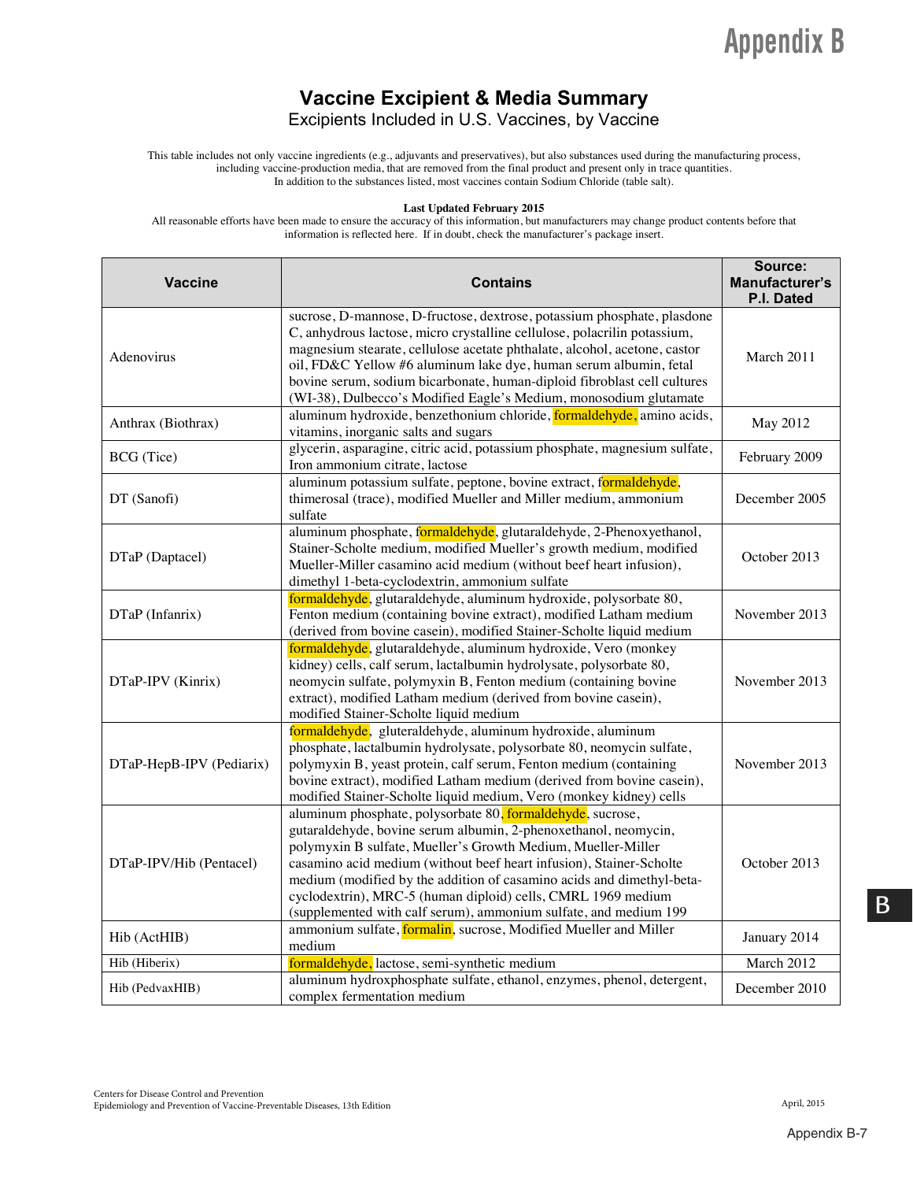# Appendix B

## Vaccine Excipient & Media Summary

### Excipients Included in U.S. Vaccines, by Vaccine

This table includes not only vaccine ingredients (e.g., adjuvants and preservatives), but also substances used during the manufacturing process, including vaccine-production media, that are removed from the final product and present only in trace quantities.
In addition to the substances listed, most vaccines contain Sodium Chloride (table salt).

**Last Updated February 2015**

All reasonable efforts have been made to ensure the accuracy of this information, but manufacturers may change product contents before that information is reflected here. If in doubt, check the manufacturer's package insert.

| Vaccine | Contains | Source: Manufacturer's P.I. Dated |
|---|---|---|
| Adenovirus | sucrose, D-mannose, D-fructose, dextrose, potassium phosphate, plasdone C, anhydrous lactose, micro crystalline cellulose, polacrilin potassium, magnesium stearate, cellulose acetate phthalate, alcohol, acetone, castor oil, FD&C Yellow #6 aluminum lake dye, human serum albumin, fetal bovine serum, sodium bicarbonate, human-diploid fibroblast cell cultures (WI-38), Dulbecco's Modified Eagle's Medium, monosodium glutamate | March 2011 |
| Anthrax (Biothrax) | aluminum hydroxide, benzethonium chloride, formaldehyde, amino acids, vitamins, inorganic salts and sugars | May 2012 |
| BCG (Tice) | glycerin, asparagine, citric acid, potassium phosphate, magnesium sulfate, Iron ammonium citrate, lactose | February 2009 |
| DT (Sanofi) | aluminum potassium sulfate, peptone, bovine extract, formaldehyde, thimerosal (trace), modified Mueller and Miller medium, ammonium sulfate | December 2005 |
| DTaP (Daptacel) | aluminum phosphate, formaldehyde, glutaraldehyde, 2-Phenoxyethanol, Stainer-Scholte medium, modified Mueller's growth medium, modified Mueller-Miller casamino acid medium (without beef heart infusion), dimethyl 1-beta-cyclodextrin, ammonium sulfate | October 2013 |
| DTaP (Infanrix) | formaldehyde, glutaraldehyde, aluminum hydroxide, polysorbate 80, Fenton medium (containing bovine extract), modified Latham medium (derived from bovine casein), modified Stainer-Scholte liquid medium | November 2013 |
| DTaP-IPV (Kinrix) | formaldehyde, glutaraldehyde, aluminum hydroxide, Vero (monkey kidney) cells, calf serum, lactalbumin hydrolysate, polysorbate 80, neomycin sulfate, polymyxin B, Fenton medium (containing bovine extract), modified Latham medium (derived from bovine casein), modified Stainer-Scholte liquid medium | November 2013 |
| DTaP-HepB-IPV (Pediarix) | formaldehyde, gluteraldehyde, aluminum hydroxide, aluminum phosphate, lactalbumin hydrolysate, polysorbate 80, neomycin sulfate, polymyxin B, yeast protein, calf serum, Fenton medium (containing bovine extract), modified Latham medium (derived from bovine casein), modified Stainer-Scholte liquid medium, Vero (monkey kidney) cells | November 2013 |
| DTaP-IPV/Hib (Pentacel) | aluminum phosphate, polysorbate 80, formaldehyde, sucrose, gutaraldehyde, bovine serum albumin, 2-phenoxethanol, neomycin, polymyxin B sulfate, Mueller's Growth Medium, Mueller-Miller casamino acid medium (without beef heart infusion), Stainer-Scholte medium (modified by the addition of casamino acids and dimethyl-beta-cyclodextrin), MRC-5 (human diploid) cells, CMRL 1969 medium (supplemented with calf serum), ammonium sulfate, and medium 199 | October 2013 |
| Hib (ActHIB) | ammonium sulfate, formalin, sucrose, Modified Mueller and Miller medium | January 2014 |
| Hib (Hiberix) | formaldehyde, lactose, semi-synthetic medium | March 2012 |
| Hib (PedvaxHIB) | aluminum hydroxphosphate sulfate, ethanol, enzymes, phenol, detergent, complex fermentation medium | December 2010 |

Centers for Disease Control and Prevention
Epidemiology and Prevention of Vaccine-Preventable Diseases, 13th Edition

April, 2015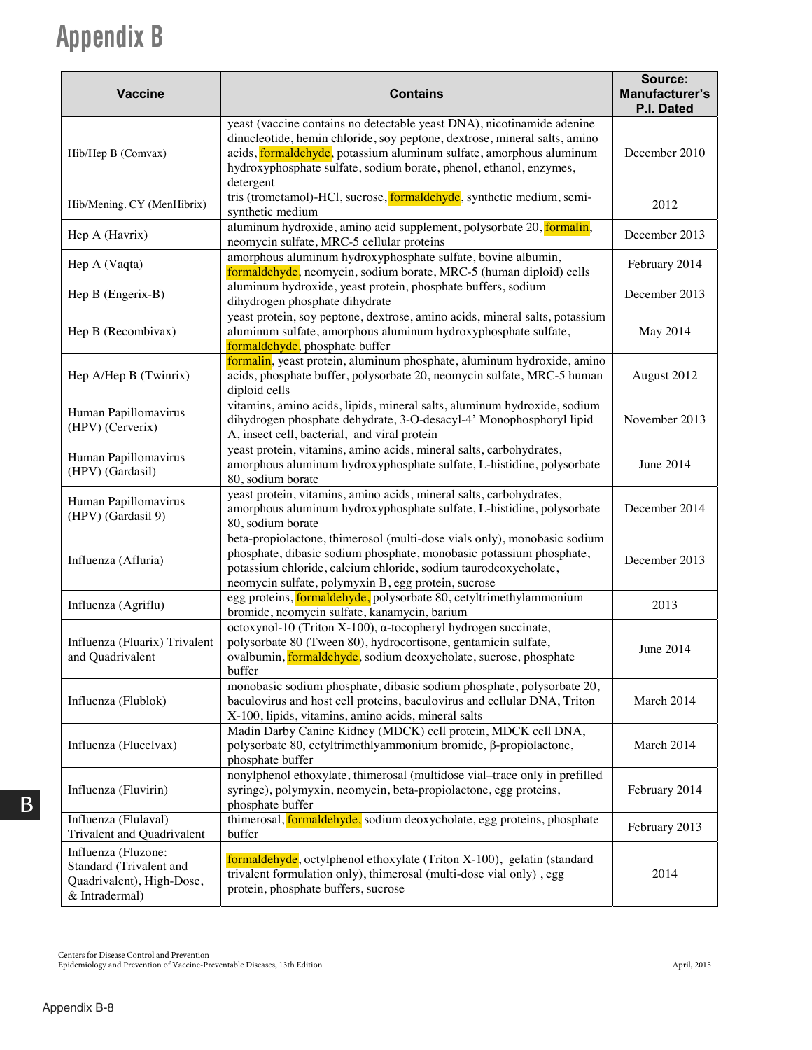# Appendix B

| Vaccine | Contains | Source: Manufacturer's P.I. Dated |
|---|---|---|
| Hib/Hep B (Comvax) | yeast (vaccine contains no detectable yeast DNA), nicotinamide adenine dinucleotide, hemin chloride, soy peptone, dextrose, mineral salts, amino acids, formaldehyde, potassium aluminum sulfate, amorphous aluminum hydroxyphosphate sulfate, sodium borate, phenol, ethanol, enzymes, detergent | December 2010 |
| Hib/Mening. CY (MenHibrix) | tris (trometamol)-HCl, sucrose, formaldehyde, synthetic medium, semi-synthetic medium | 2012 |
| Hep A (Havrix) | aluminum hydroxide, amino acid supplement, polysorbate 20, formalin, neomycin sulfate, MRC-5 cellular proteins | December 2013 |
| Hep A (Vaqta) | amorphous aluminum hydroxyphosphate sulfate, bovine albumin, formaldehyde, neomycin, sodium borate, MRC-5 (human diploid) cells | February 2014 |
| Hep B (Engerix-B) | aluminum hydroxide, yeast protein, phosphate buffers, sodium dihydrogen phosphate dihydrate | December 2013 |
| Hep B (Recombivax) | yeast protein, soy peptone, dextrose, amino acids, mineral salts, potassium aluminum sulfate, amorphous aluminum hydroxyphosphate sulfate, formaldehyde, phosphate buffer | May 2014 |
| Hep A/Hep B (Twinrix) | formalin, yeast protein, aluminum phosphate, aluminum hydroxide, amino acids, phosphate buffer, polysorbate 20, neomycin sulfate, MRC-5 human diploid cells | August 2012 |
| Human Papillomavirus (HPV) (Cerverix) | vitamins, amino acids, lipids, mineral salts, aluminum hydroxide, sodium dihydrogen phosphate dehydrate, 3-O-desacyl-4' Monophosphoryl lipid A, insect cell, bacterial, and viral protein | November 2013 |
| Human Papillomavirus (HPV) (Gardasil) | yeast protein, vitamins, amino acids, mineral salts, carbohydrates, amorphous aluminum hydroxyphosphate sulfate, L-histidine, polysorbate 80, sodium borate | June 2014 |
| Human Papillomavirus (HPV) (Gardasil 9) | yeast protein, vitamins, amino acids, mineral salts, carbohydrates, amorphous aluminum hydroxyphosphate sulfate, L-histidine, polysorbate 80, sodium borate | December 2014 |
| Influenza (Afluria) | beta-propiolactone, thimerosol (multi-dose vials only), monobasic sodium phosphate, dibasic sodium phosphate, monobasic potassium phosphate, potassium chloride, calcium chloride, sodium taurodeoxycholate, neomycin sulfate, polymyxin B, egg protein, sucrose | December 2013 |
| Influenza (Agriflu) | egg proteins, formaldehyde, polysorbate 80, cetyltrimethylammonium bromide, neomycin sulfate, kanamycin, barium | 2013 |
| Influenza (Fluarix) Trivalent and Quadrivalent | octoxynol-10 (Triton X-100), α-tocopheryl hydrogen succinate, polysorbate 80 (Tween 80), hydrocortisone, gentamicin sulfate, ovalbumin, formaldehyde, sodium deoxycholate, sucrose, phosphate buffer | June 2014 |
| Influenza (Flublok) | monobasic sodium phosphate, dibasic sodium phosphate, polysorbate 20, baculovirus and host cell proteins, baculovirus and cellular DNA, Triton X-100, lipids, vitamins, amino acids, mineral salts | March 2014 |
| Influenza (Flucelvax) | Madin Darby Canine Kidney (MDCK) cell protein, MDCK cell DNA, polysorbate 80, cetyltrimethlyammonium bromide, β-propiolactone, phosphate buffer | March 2014 |
| Influenza (Fluvirin) | nonylphenol ethoxylate, thimerosal (multidose vial–trace only in prefilled syringe), polymyxin, neomycin, beta-propiolactone, egg proteins, phosphate buffer | February 2014 |
| Influenza (Flulaval) Trivalent and Quadrivalent | thimerosal, formaldehyde, sodium deoxycholate, egg proteins, phosphate buffer | February 2013 |
| Influenza (Fluzone: Standard (Trivalent and Quadrivalent), High-Dose, & Intradermal) | formaldehyde, octylphenol ethoxylate (Triton X-100), gelatin (standard trivalent formulation only), thimerosal (multi-dose vial only) , egg protein, phosphate buffers, sucrose | 2014 |

Centers for Disease Control and Prevention
Epidemiology and Prevention of Vaccine-Preventable Diseases, 13th Edition

April, 2015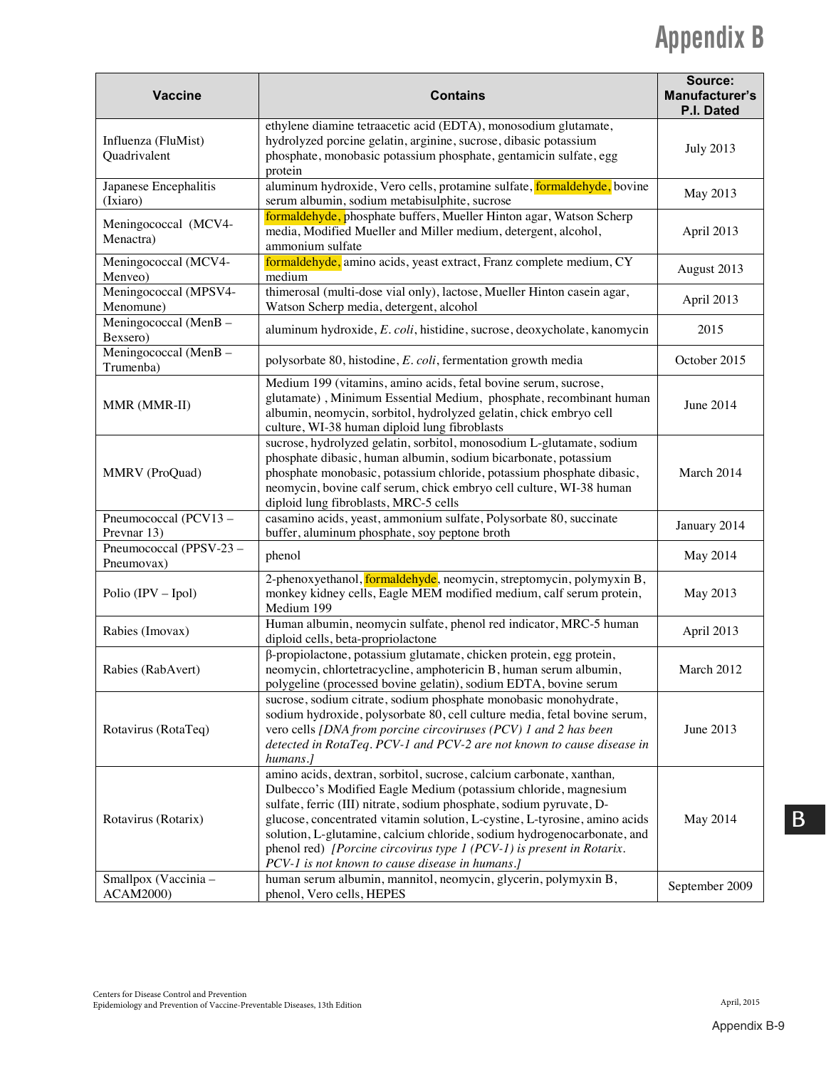# Appendix B

| Vaccine | Contains | Source: Manufacturer's P.I. Dated |
|---|---|---|
| Influenza (FluMist) Quadrivalent | ethylene diamine tetraacetic acid (EDTA), monosodium glutamate, hydrolyzed porcine gelatin, arginine, sucrose, dibasic potassium phosphate, monobasic potassium phosphate, gentamicin sulfate, egg protein | July 2013 |
| Japanese Encephalitis (Ixiaro) | aluminum hydroxide, Vero cells, protamine sulfate, formaldehyde, bovine serum albumin, sodium metabisulphite, sucrose | May 2013 |
| Meningococcal (MCV4-Menactra) | formaldehyde, phosphate buffers, Mueller Hinton agar, Watson Scherp media, Modified Mueller and Miller medium, detergent, alcohol, ammonium sulfate | April 2013 |
| Meningococcal (MCV4-Menveo) | formaldehyde, amino acids, yeast extract, Franz complete medium, CY medium | August 2013 |
| Meningococcal (MPSV4-Menomune) | thimerosal (multi-dose vial only), lactose, Mueller Hinton casein agar, Watson Scherp media, detergent, alcohol | April 2013 |
| Meningococcal (MenB – Bexsero) | aluminum hydroxide, *E. coli*, histidine, sucrose, deoxycholate, kanomycin | 2015 |
| Meningococcal (MenB – Trumenba) | polysorbate 80, histodine, *E. coli*, fermentation growth media | October 2015 |
| MMR (MMR-II) | Medium 199 (vitamins, amino acids, fetal bovine serum, sucrose, glutamate) , Minimum Essential Medium, phosphate, recombinant human albumin, neomycin, sorbitol, hydrolyzed gelatin, chick embryo cell culture, WI-38 human diploid lung fibroblasts | June 2014 |
| MMRV (ProQuad) | sucrose, hydrolyzed gelatin, sorbitol, monosodium L-glutamate, sodium phosphate dibasic, human albumin, sodium bicarbonate, potassium phosphate monobasic, potassium chloride, potassium phosphate dibasic, neomycin, bovine calf serum, chick embryo cell culture, WI-38 human diploid lung fibroblasts, MRC-5 cells | March 2014 |
| Pneumococcal (PCV13 – Prevnar 13) | casamino acids, yeast, ammonium sulfate, Polysorbate 80, succinate buffer, aluminum phosphate, soy peptone broth | January 2014 |
| Pneumococcal (PPSV-23 – Pneumovax) | phenol | May 2014 |
| Polio (IPV – Ipol) | 2-phenoxyethanol, formaldehyde, neomycin, streptomycin, polymyxin B, monkey kidney cells, Eagle MEM modified medium, calf serum protein, Medium 199 | May 2013 |
| Rabies (Imovax) | Human albumin, neomycin sulfate, phenol red indicator, MRC-5 human diploid cells, beta-propriolactone | April 2013 |
| Rabies (RabAvert) | β-propiolactone, potassium glutamate, chicken protein, egg protein, neomycin, chlortetracycline, amphotericin B, human serum albumin, polygeline (processed bovine gelatin), sodium EDTA, bovine serum | March 2012 |
| Rotavirus (RotaTeq) | sucrose, sodium citrate, sodium phosphate monobasic monohydrate, sodium hydroxide, polysorbate 80, cell culture media, fetal bovine serum, vero cells *[DNA from porcine circoviruses (PCV) 1 and 2 has been detected in RotaTeq. PCV-1 and PCV-2 are not known to cause disease in humans.]* | June 2013 |
| Rotavirus (Rotarix) | amino acids, dextran, sorbitol, sucrose, calcium carbonate, xanthan, Dulbecco's Modified Eagle Medium (potassium chloride, magnesium sulfate, ferric (III) nitrate, sodium phosphate, sodium pyruvate, D-glucose, concentrated vitamin solution, L-cystine, L-tyrosine, amino acids solution, L-glutamine, calcium chloride, sodium hydrogenocarbonate, and phenol red) *[Porcine circovirus type 1 (PCV-1) is present in Rotarix. PCV-1 is not known to cause disease in humans.]* | May 2014 |
| Smallpox (Vaccinia – ACAM2000) | human serum albumin, mannitol, neomycin, glycerin, polymyxin B, phenol, Vero cells, HEPES | September 2009 |

Centers for Disease Control and Prevention
Epidemiology and Prevention of Vaccine-Preventable Diseases, 13th Edition

April, 2015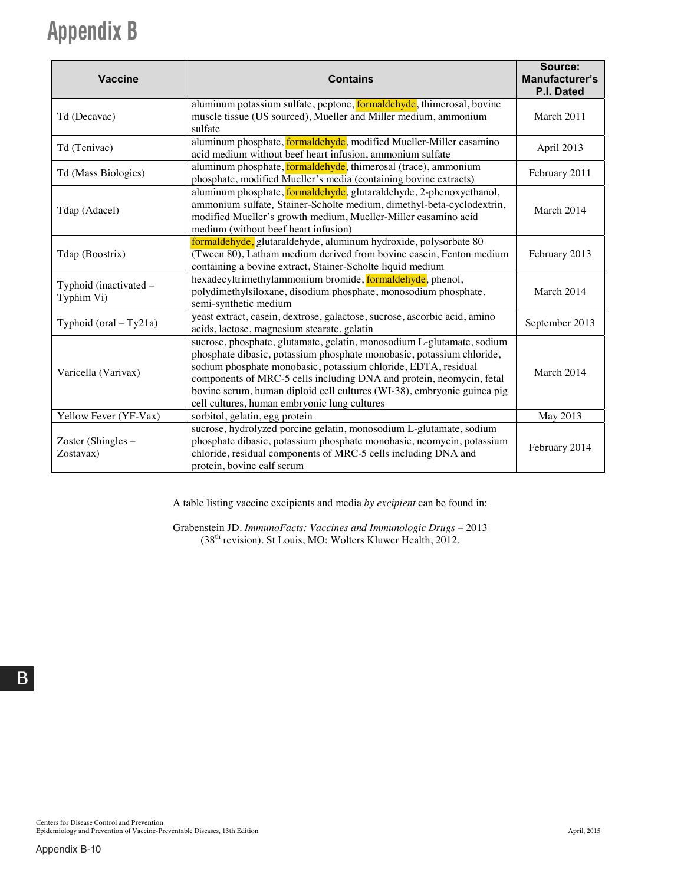# Appendix B

| Vaccine | Contains | Source: Manufacturer's P.I. Dated |
|---|---|---|
| Td (Decavac) | aluminum potassium sulfate, peptone, formaldehyde, thimerosal, bovine muscle tissue (US sourced), Mueller and Miller medium, ammonium sulfate | March 2011 |
| Td (Tenivac) | aluminum phosphate, formaldehyde, modified Mueller-Miller casamino acid medium without beef heart infusion, ammonium sulfate | April 2013 |
| Td (Mass Biologics) | aluminum phosphate, formaldehyde, thimerosal (trace), ammonium phosphate, modified Mueller's media (containing bovine extracts) | February 2011 |
| Tdap (Adacel) | aluminum phosphate, formaldehyde, glutaraldehyde, 2-phenoxyethanol, ammonium sulfate, Stainer-Scholte medium, dimethyl-beta-cyclodextrin, modified Mueller's growth medium, Mueller-Miller casamino acid medium (without beef heart infusion) | March 2014 |
| Tdap (Boostrix) | formaldehyde, glutaraldehyde, aluminum hydroxide, polysorbate 80 (Tween 80), Latham medium derived from bovine casein, Fenton medium containing a bovine extract, Stainer-Scholte liquid medium | February 2013 |
| Typhoid (inactivated – Typhim Vi) | hexadecyltrimethylammonium bromide, formaldehyde, phenol, polydimethylsiloxane, disodium phosphate, monosodium phosphate, semi-synthetic medium | March 2014 |
| Typhoid (oral – Ty21a) | yeast extract, casein, dextrose, galactose, sucrose, ascorbic acid, amino acids, lactose, magnesium stearate. gelatin | September 2013 |
| Varicella (Varivax) | sucrose, phosphate, glutamate, gelatin, monosodium L-glutamate, sodium phosphate dibasic, potassium phosphate monobasic, potassium chloride, sodium phosphate monobasic, potassium chloride, EDTA, residual components of MRC-5 cells including DNA and protein, neomycin, fetal bovine serum, human diploid cell cultures (WI-38), embryonic guinea pig cell cultures, human embryonic lung cultures | March 2014 |
| Yellow Fever (YF-Vax) | sorbitol, gelatin, egg protein | May 2013 |
| Zoster (Shingles – Zostavax) | sucrose, hydrolyzed porcine gelatin, monosodium L-glutamate, sodium phosphate dibasic, potassium phosphate monobasic, neomycin, potassium chloride, residual components of MRC-5 cells including DNA and protein, bovine calf serum | February 2014 |

A table listing vaccine excipients and media *by excipient* can be found in:

Grabenstein JD. *ImmunoFacts: Vaccines and Immunologic Drugs* – 2013 (38th revision). St Louis, MO: Wolters Kluwer Health, 2012.